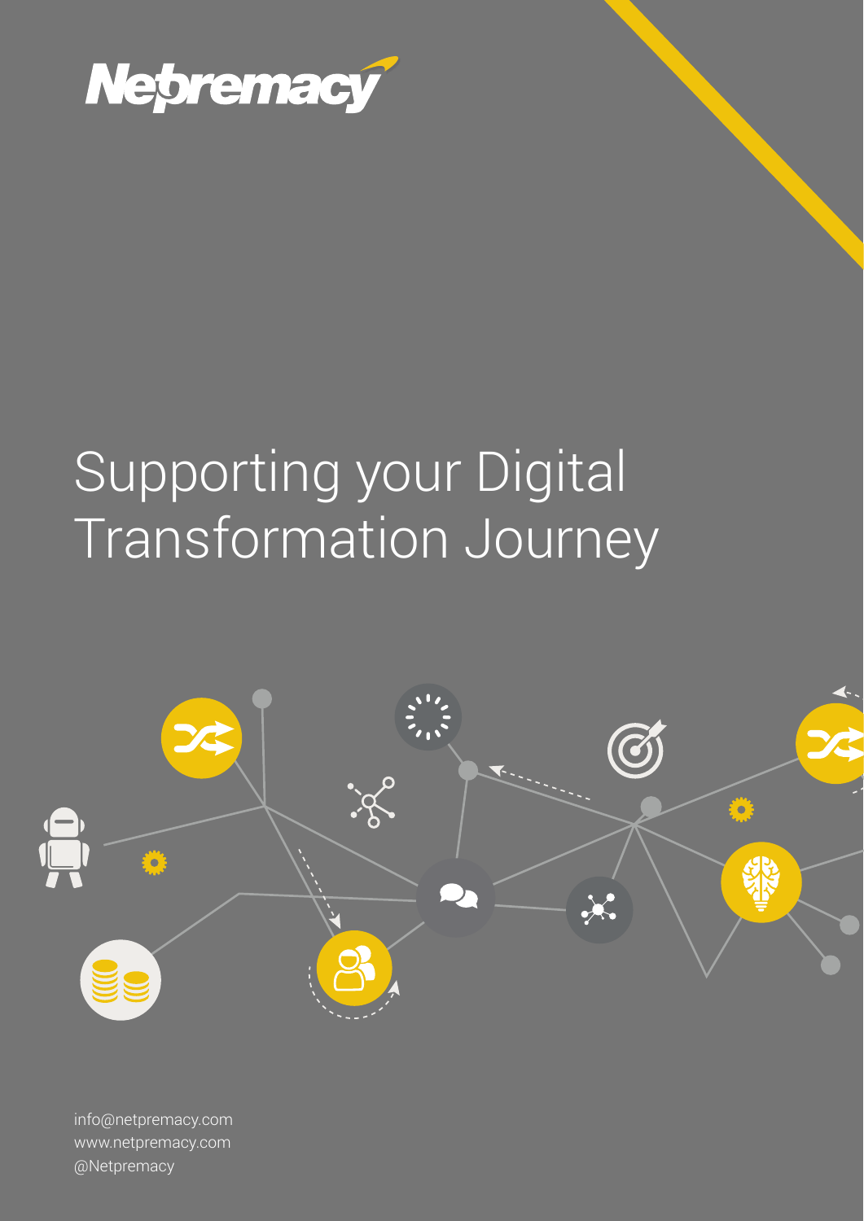Netpremacy

# Supporting your Digital Transformation Journey

info@netpremacy.com
www.netpremacy.com
@Netpremacy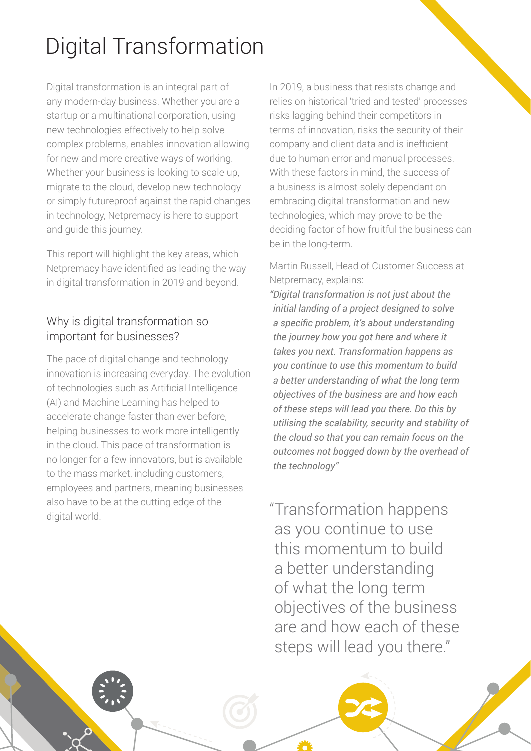# Digital Transformation

Digital transformation is an integral part of any modern-day business. Whether you are a startup or a multinational corporation, using new technologies effectively to help solve complex problems, enables innovation allowing for new and more creative ways of working. Whether your business is looking to scale up, migrate to the cloud, develop new technology or simply futureproof against the rapid changes in technology, Netpremacy is here to support and guide this journey.

This report will highlight the key areas, which Netpremacy have identified as leading the way in digital transformation in 2019 and beyond.

## Why is digital transformation so important for businesses?

The pace of digital change and technology innovation is increasing everyday. The evolution of technologies such as Artificial Intelligence (AI) and Machine Learning has helped to accelerate change faster than ever before, helping businesses to work more intelligently in the cloud. This pace of transformation is no longer for a few innovators, but is available to the mass market, including customers, employees and partners, meaning businesses also have to be at the cutting edge of the digital world.

In 2019, a business that resists change and relies on historical 'tried and tested' processes risks lagging behind their competitors in terms of innovation, risks the security of their company and client data and is inefficient due to human error and manual processes. With these factors in mind, the success of a business is almost solely dependant on embracing digital transformation and new technologies, which may prove to be the deciding factor of how fruitful the business can be in the long-term.

Martin Russell, Head of Customer Success at Netpremacy, explains:

*"Digital transformation is not just about the initial landing of a project designed to solve a specific problem, it's about understanding the journey how you got here and where it takes you next. Transformation happens as you continue to use this momentum to build a better understanding of what the long term objectives of the business are and how each of these steps will lead you there. Do this by utilising the scalability, security and stability of the cloud so that you can remain focus on the outcomes not bogged down by the overhead of the technology"*

> "Transformation happens as you continue to use this momentum to build a better understanding of what the long term objectives of the business are and how each of these steps will lead you there."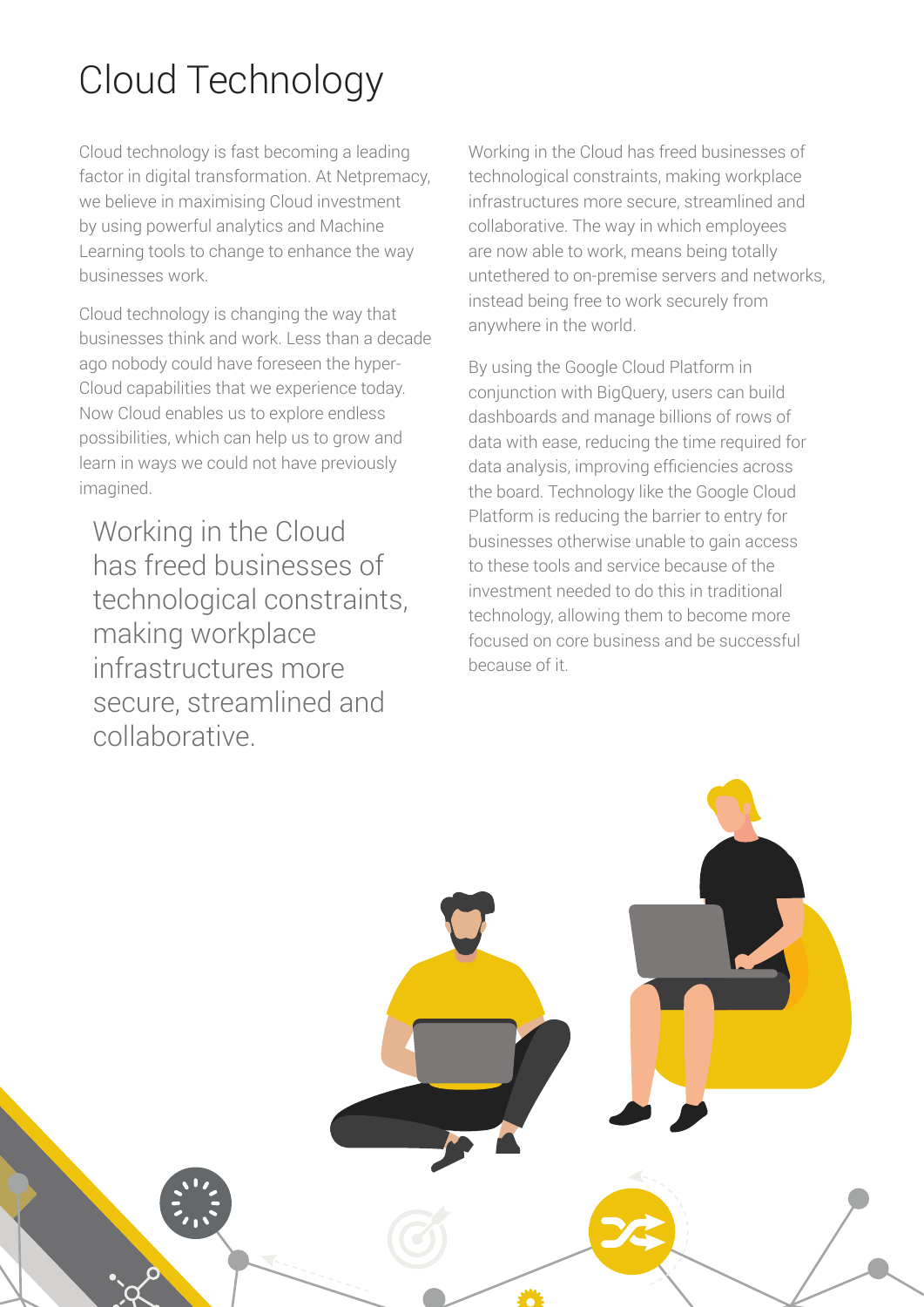# Cloud Technology

Cloud technology is fast becoming a leading factor in digital transformation. At Netpremacy, we believe in maximising Cloud investment by using powerful analytics and Machine Learning tools to change to enhance the way businesses work.

Cloud technology is changing the way that businesses think and work. Less than a decade ago nobody could have foreseen the hyper-Cloud capabilities that we experience today. Now Cloud enables us to explore endless possibilities, which can help us to grow and learn in ways we could not have previously imagined.

> Working in the Cloud has freed businesses of technological constraints, making workplace infrastructures more secure, streamlined and collaborative.

Working in the Cloud has freed businesses of technological constraints, making workplace infrastructures more secure, streamlined and collaborative. The way in which employees are now able to work, means being totally untethered to on-premise servers and networks, instead being free to work securely from anywhere in the world.

By using the Google Cloud Platform in conjunction with BigQuery, users can build dashboards and manage billions of rows of data with ease, reducing the time required for data analysis, improving efficiencies across the board. Technology like the Google Cloud Platform is reducing the barrier to entry for businesses otherwise unable to gain access to these tools and service because of the investment needed to do this in traditional technology, allowing them to become more focused on core business and be successful because of it.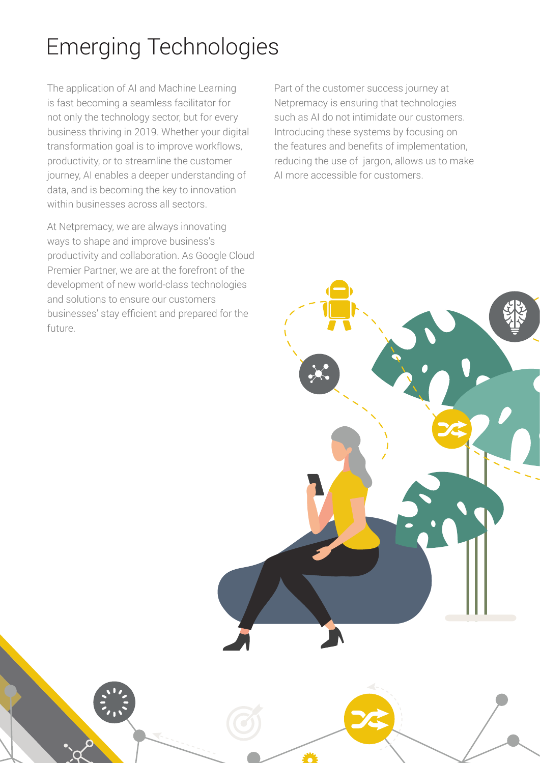# Emerging Technologies

The application of AI and Machine Learning is fast becoming a seamless facilitator for not only the technology sector, but for every business thriving in 2019. Whether your digital transformation goal is to improve workflows, productivity, or to streamline the customer journey, AI enables a deeper understanding of data, and is becoming the key to innovation within businesses across all sectors.

At Netpremacy, we are always innovating ways to shape and improve business's productivity and collaboration. As Google Cloud Premier Partner, we are at the forefront of the development of new world-class technologies and solutions to ensure our customers businesses' stay efficient and prepared for the future.

Part of the customer success journey at Netpremacy is ensuring that technologies such as AI do not intimidate our customers. Introducing these systems by focusing on the features and benefits of implementation, reducing the use of jargon, allows us to make AI more accessible for customers.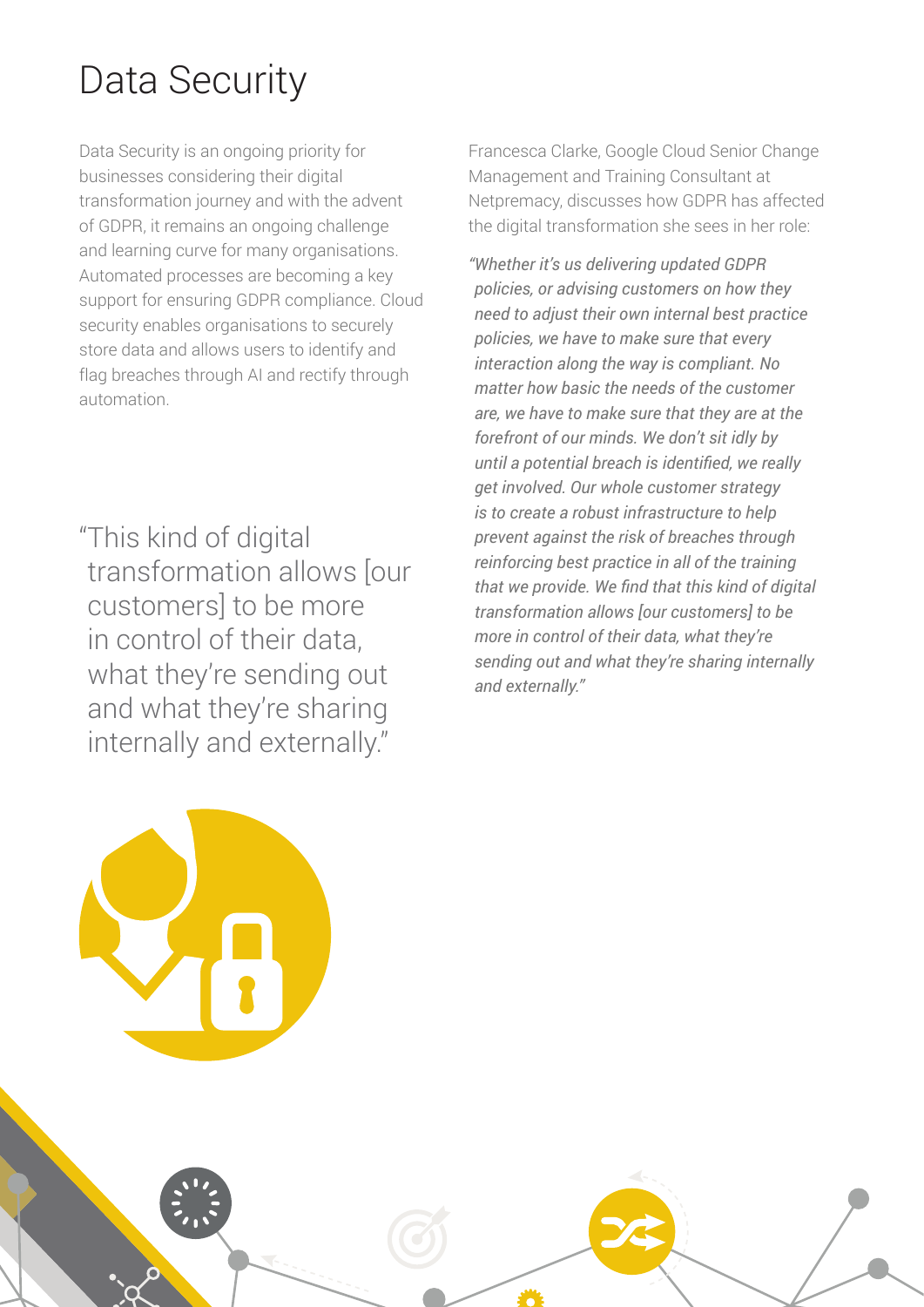# Data Security

Data Security is an ongoing priority for businesses considering their digital transformation journey and with the advent of GDPR, it remains an ongoing challenge and learning curve for many organisations. Automated processes are becoming a key support for ensuring GDPR compliance. Cloud security enables organisations to securely store data and allows users to identify and flag breaches through AI and rectify through automation.

"This kind of digital transformation allows [our customers] to be more in control of their data, what they're sending out and what they're sharing internally and externally."

Francesca Clarke, Google Cloud Senior Change Management and Training Consultant at Netpremacy, discusses how GDPR has affected the digital transformation she sees in her role:

*"Whether it's us delivering updated GDPR policies, or advising customers on how they need to adjust their own internal best practice policies, we have to make sure that every interaction along the way is compliant. No matter how basic the needs of the customer are, we have to make sure that they are at the forefront of our minds. We don't sit idly by until a potential breach is identified, we really get involved. Our whole customer strategy is to create a robust infrastructure to help prevent against the risk of breaches through reinforcing best practice in all of the training that we provide. We find that this kind of digital transformation allows [our customers] to be more in control of their data, what they're sending out and what they're sharing internally and externally."*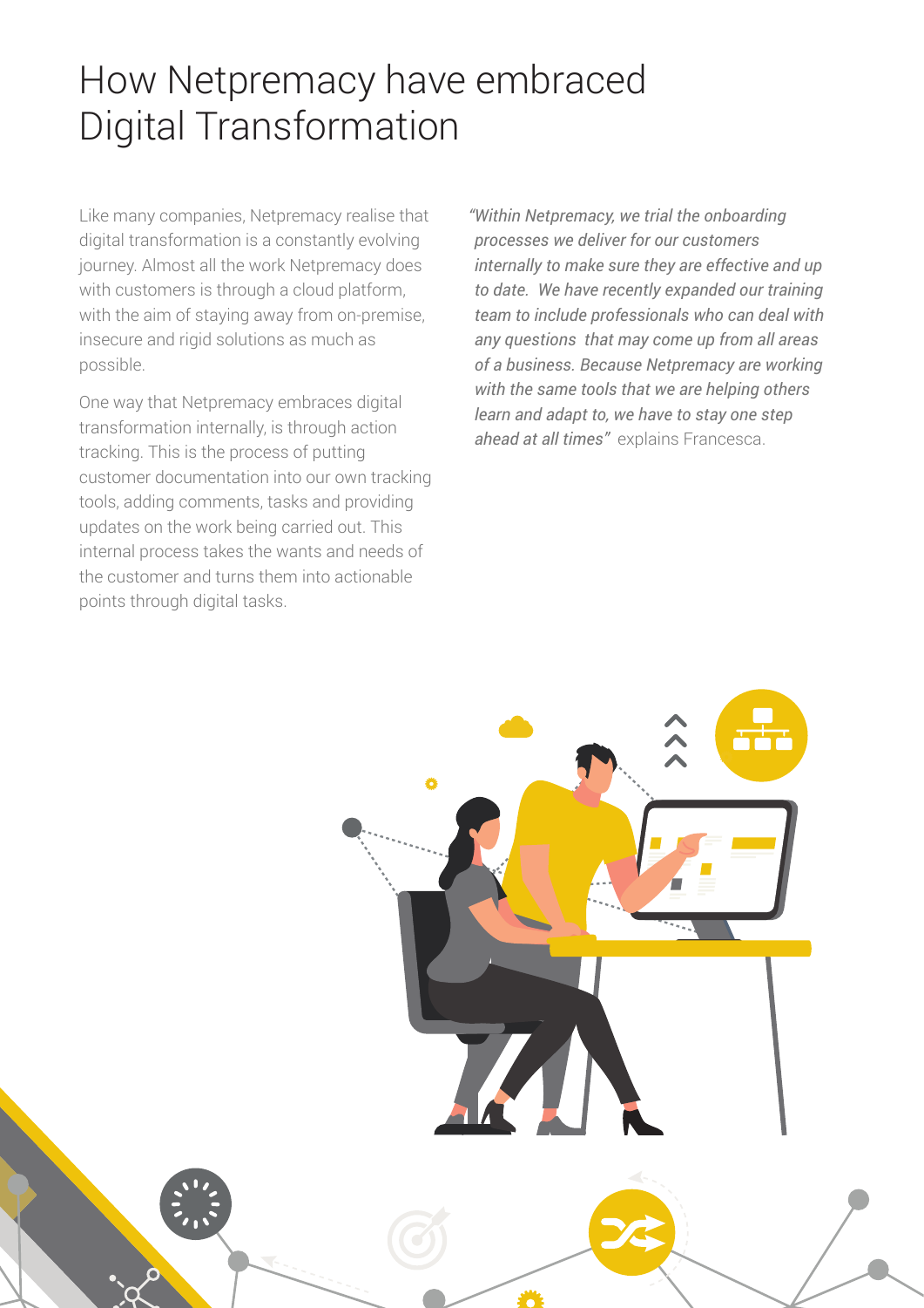# How Netpremacy have embraced Digital Transformation

Like many companies, Netpremacy realise that digital transformation is a constantly evolving journey. Almost all the work Netpremacy does with customers is through a cloud platform, with the aim of staying away from on-premise, insecure and rigid solutions as much as possible.

One way that Netpremacy embraces digital transformation internally, is through action tracking. This is the process of putting customer documentation into our own tracking tools, adding comments, tasks and providing updates on the work being carried out. This internal process takes the wants and needs of the customer and turns them into actionable points through digital tasks.

*"Within Netpremacy, we trial the onboarding processes we deliver for our customers internally to make sure they are effective and up to date. We have recently expanded our training team to include professionals who can deal with any questions that may come up from all areas of a business. Because Netpremacy are working with the same tools that we are helping others learn and adapt to, we have to stay one step ahead at all times"* explains Francesca.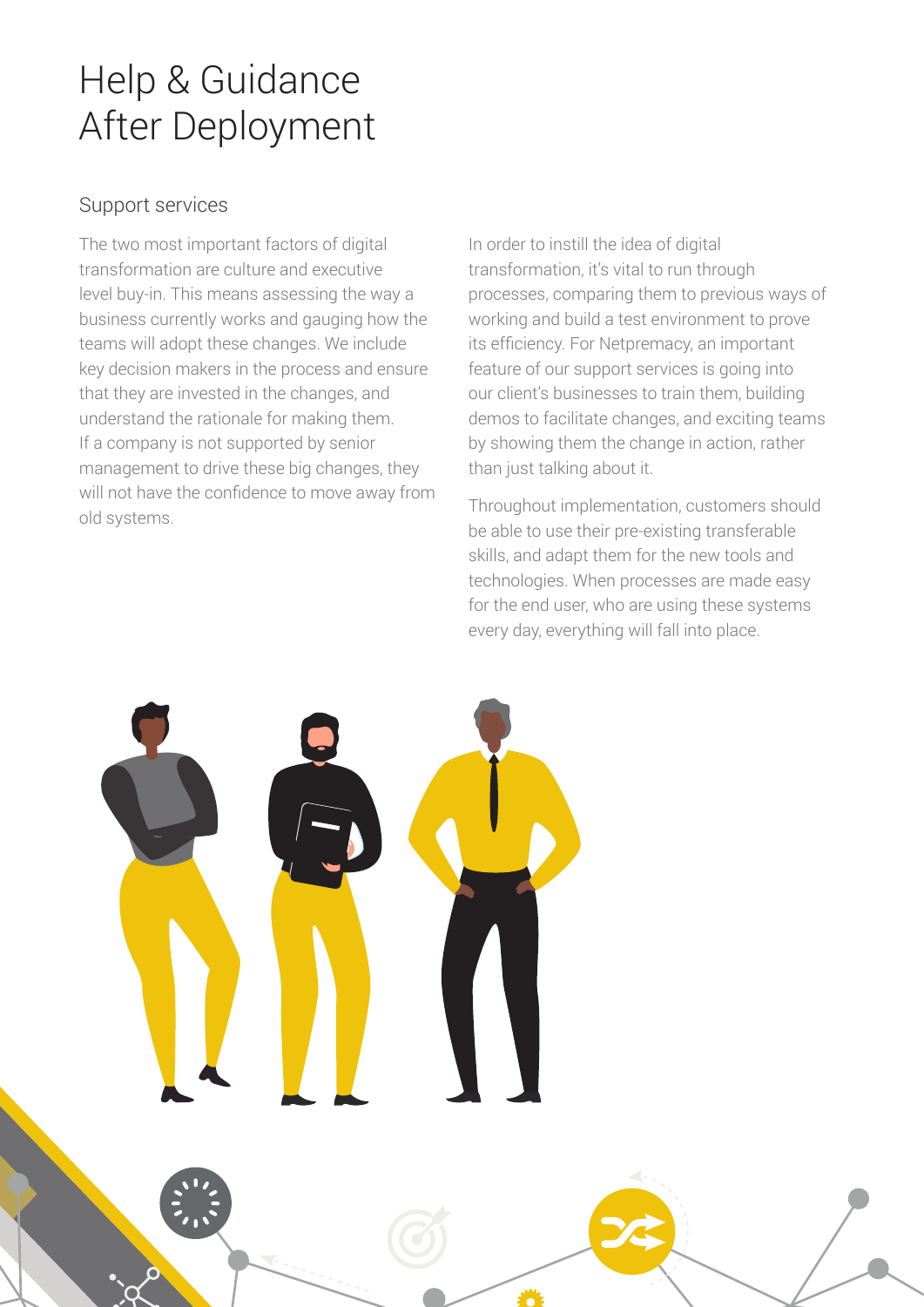# Help & Guidance After Deployment

## Support services

The two most important factors of digital transformation are culture and executive level buy-in. This means assessing the way a business currently works and gauging how the teams will adopt these changes. We include key decision makers in the process and ensure that they are invested in the changes, and understand the rationale for making them. If a company is not supported by senior management to drive these big changes, they will not have the confidence to move away from old systems.

In order to instill the idea of digital transformation, it's vital to run through processes, comparing them to previous ways of working and build a test environment to prove its efficiency. For Netpremacy, an important feature of our support services is going into our client's businesses to train them, building demos to facilitate changes, and exciting teams by showing them the change in action, rather than just talking about it.

Throughout implementation, customers should be able to use their pre-existing transferable skills, and adapt them for the new tools and technologies. When processes are made easy for the end user, who are using these systems every day, everything will fall into place.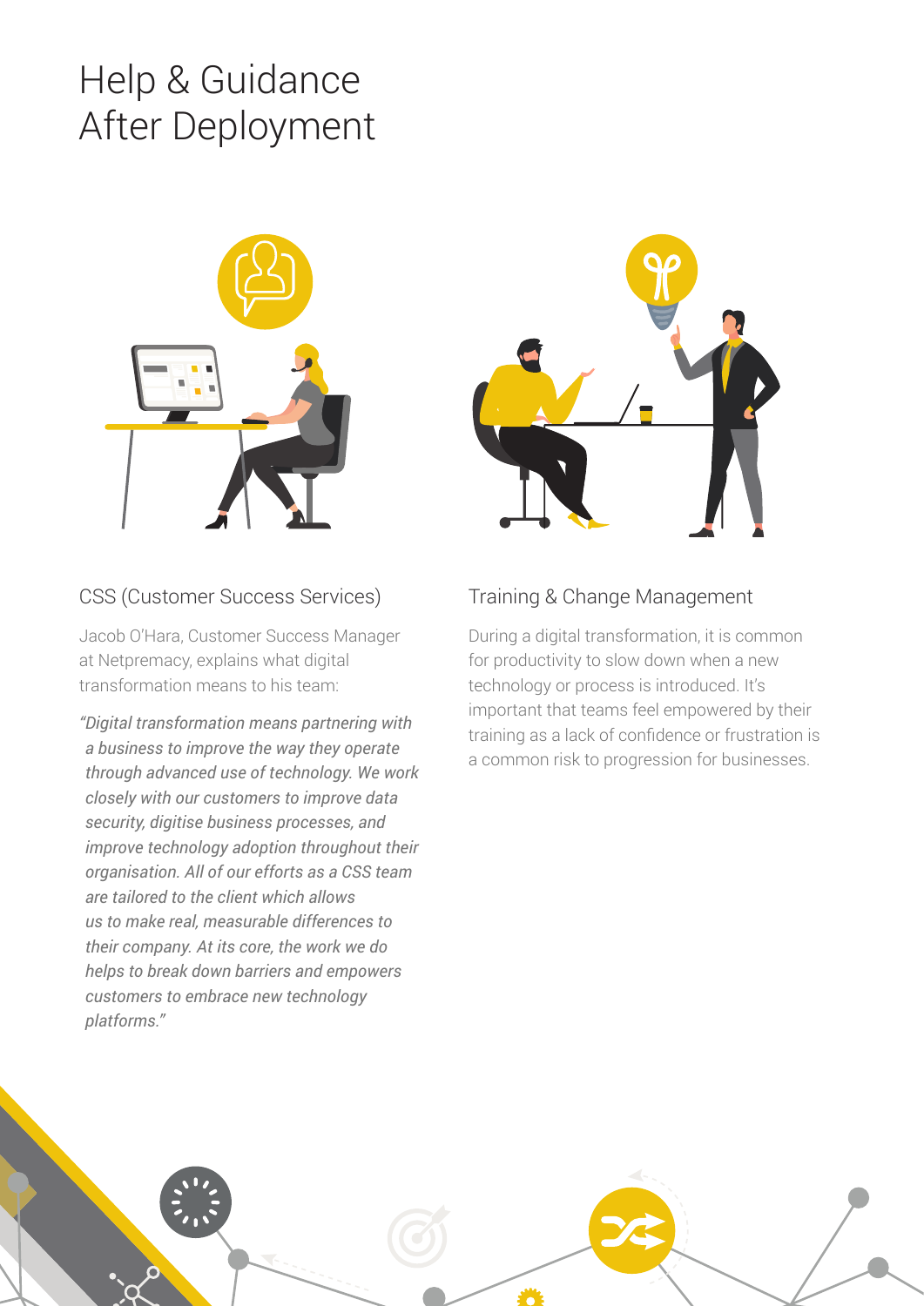# Help & Guidance After Deployment

## CSS (Customer Success Services)

Jacob O'Hara, Customer Success Manager at Netpremacy, explains what digital transformation means to his team:

*"Digital transformation means partnering with a business to improve the way they operate through advanced use of technology. We work closely with our customers to improve data security, digitise business processes, and improve technology adoption throughout their organisation. All of our efforts as a CSS team are tailored to the client which allows us to make real, measurable differences to their company. At its core, the work we do helps to break down barriers and empowers customers to embrace new technology platforms."*

## Training & Change Management

During a digital transformation, it is common for productivity to slow down when a new technology or process is introduced. It's important that teams feel empowered by their training as a lack of confidence or frustration is a common risk to progression for businesses.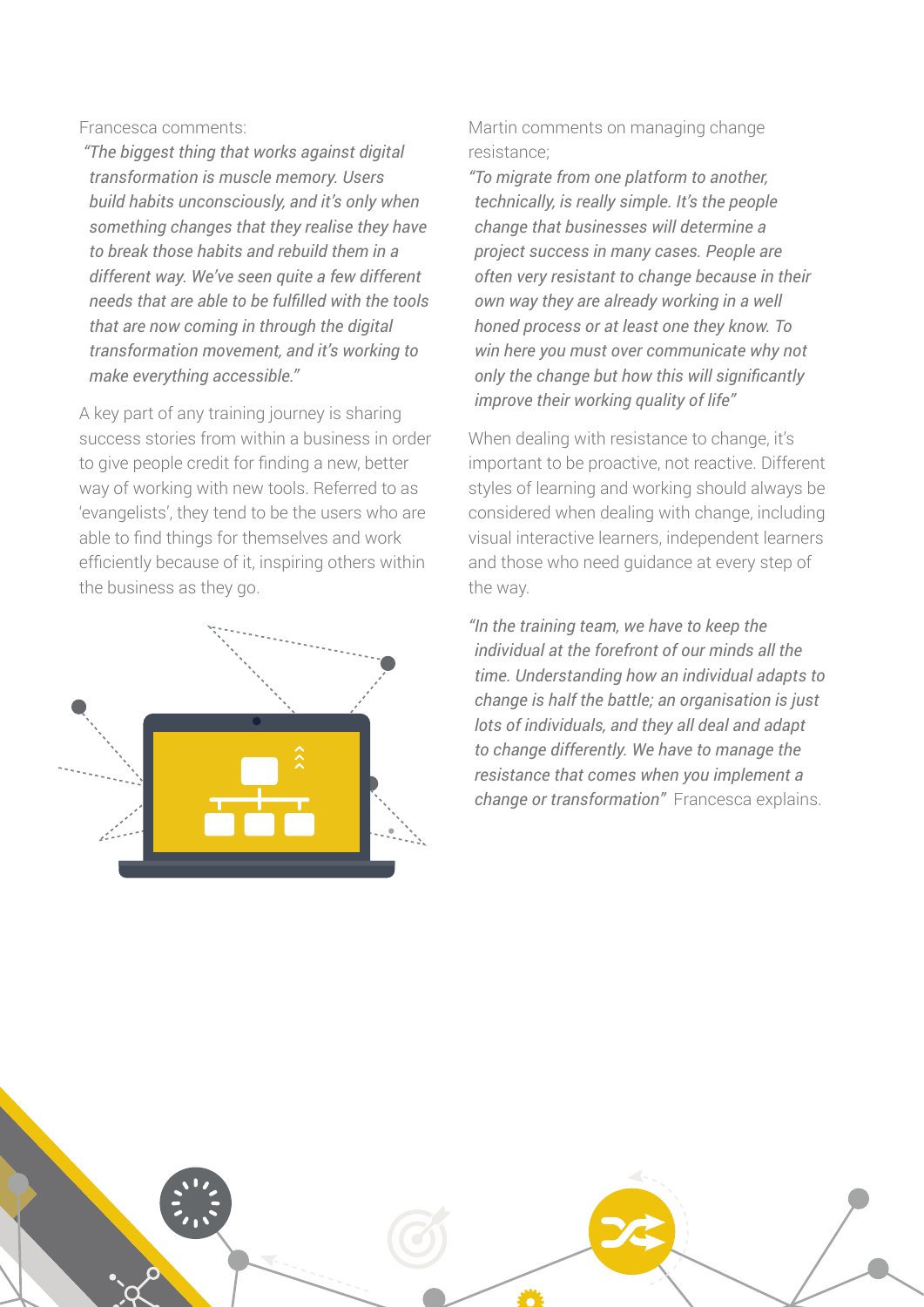Francesca comments:

*"The biggest thing that works against digital transformation is muscle memory. Users build habits unconsciously, and it's only when something changes that they realise they have to break those habits and rebuild them in a different way. We've seen quite a few different needs that are able to be fulfilled with the tools that are now coming in through the digital transformation movement, and it's working to make everything accessible."*

A key part of any training journey is sharing success stories from within a business in order to give people credit for finding a new, better way of working with new tools. Referred to as 'evangelists', they tend to be the users who are able to find things for themselves and work efficiently because of it, inspiring others within the business as they go.

Martin comments on managing change resistance;

*"To migrate from one platform to another, technically, is really simple. It's the people change that businesses will determine a project success in many cases. People are often very resistant to change because in their own way they are already working in a well honed process or at least one they know. To win here you must over communicate why not only the change but how this will significantly improve their working quality of life"*

When dealing with resistance to change, it's important to be proactive, not reactive. Different styles of learning and working should always be considered when dealing with change, including visual interactive learners, independent learners and those who need guidance at every step of the way.

*"In the training team, we have to keep the individual at the forefront of our minds all the time. Understanding how an individual adapts to change is half the battle; an organisation is just lots of individuals, and they all deal and adapt to change differently. We have to manage the resistance that comes when you implement a change or transformation"* Francesca explains.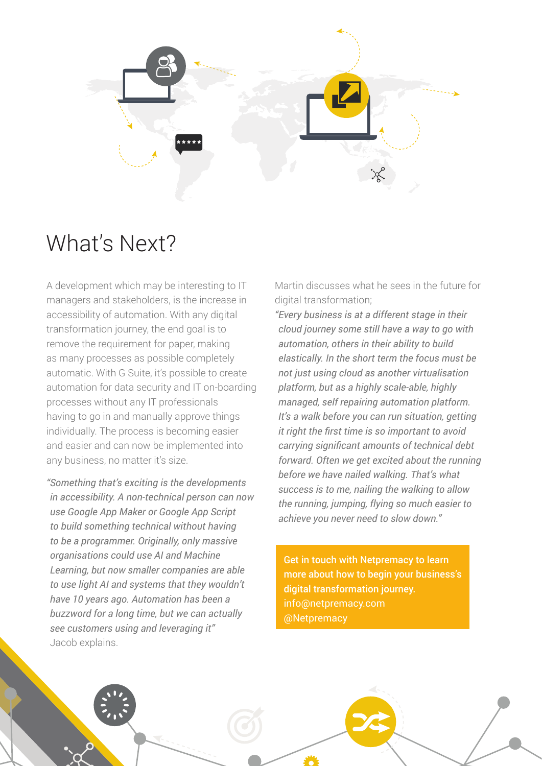# What's Next?

A development which may be interesting to IT managers and stakeholders, is the increase in accessibility of automation. With any digital transformation journey, the end goal is to remove the requirement for paper, making as many processes as possible completely automatic. With G Suite, it's possible to create automation for data security and IT on-boarding processes without any IT professionals having to go in and manually approve things individually. The process is becoming easier and easier and can now be implemented into any business, no matter it's size.

*"Something that's exciting is the developments in accessibility. A non-technical person can now use Google App Maker or Google App Script to build something technical without having to be a programmer. Originally, only massive organisations could use AI and Machine Learning, but now smaller companies are able to use light AI and systems that they wouldn't have 10 years ago. Automation has been a buzzword for a long time, but we can actually see customers using and leveraging it"* Jacob explains.

Martin discusses what he sees in the future for digital transformation;

*"Every business is at a different stage in their cloud journey some still have a way to go with automation, others in their ability to build elastically. In the short term the focus must be not just using cloud as another virtualisation platform, but as a highly scale-able, highly managed, self repairing automation platform. It's a walk before you can run situation, getting it right the first time is so important to avoid carrying significant amounts of technical debt forward. Often we get excited about the running before we have nailed walking. That's what success is to me, nailing the walking to allow the running, jumping, flying so much easier to achieve you never need to slow down."*

**Get in touch with Netpremacy to learn more about how to begin your business's digital transformation journey.**
info@netpremacy.com
@Netpremacy